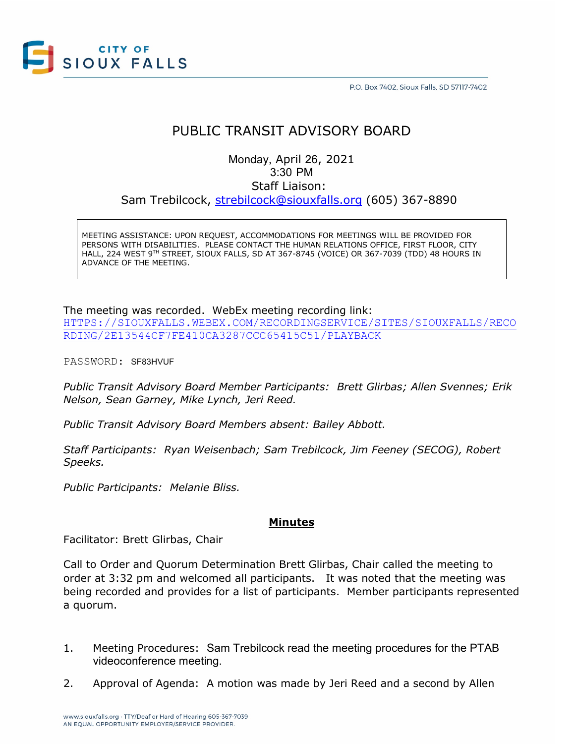CITY OF SIOUX FALLS

P.O. Box 7402, Sioux Falls, SD 57117-7402

# PUBLIC TRANSIT ADVISORY BOARD

Monday, April 26, 2021
3:30 PM
Staff Liaison:
Sam Trebilcock, strebilcock@siouxfalls.org (605) 367-8890

MEETING ASSISTANCE: UPON REQUEST, ACCOMMODATIONS FOR MEETINGS WILL BE PROVIDED FOR PERSONS WITH DISABILITIES. PLEASE CONTACT THE HUMAN RELATIONS OFFICE, FIRST FLOOR, CITY HALL, 224 WEST 9TH STREET, SIOUX FALLS, SD AT 367-8745 (VOICE) OR 367-7039 (TDD) 48 HOURS IN ADVANCE OF THE MEETING.

The meeting was recorded. WebEx meeting recording link: HTTPS://SIOUXFALLS.WEBEX.COM/RECORDINGSERVICE/SITES/SIOUXFALLS/RECORDING/2E13544CF7FE410CA3287CCC65415C51/PLAYBACK

PASSWORD: SF83HVUF

*Public Transit Advisory Board Member Participants: Brett Glirbas; Allen Svennes; Erik Nelson, Sean Garney, Mike Lynch, Jeri Reed.*

*Public Transit Advisory Board Members absent: Bailey Abbott.*

*Staff Participants: Ryan Weisenbach; Sam Trebilcock, Jim Feeney (SECOG), Robert Speeks.*

*Public Participants: Melanie Bliss.*

## Minutes

Facilitator: Brett Glirbas, Chair

Call to Order and Quorum Determination Brett Glirbas, Chair called the meeting to order at 3:32 pm and welcomed all participants. It was noted that the meeting was being recorded and provides for a list of participants. Member participants represented a quorum.

1. Meeting Procedures: Sam Trebilcock read the meeting procedures for the PTAB videoconference meeting.
2. Approval of Agenda: A motion was made by Jeri Reed and a second by Allen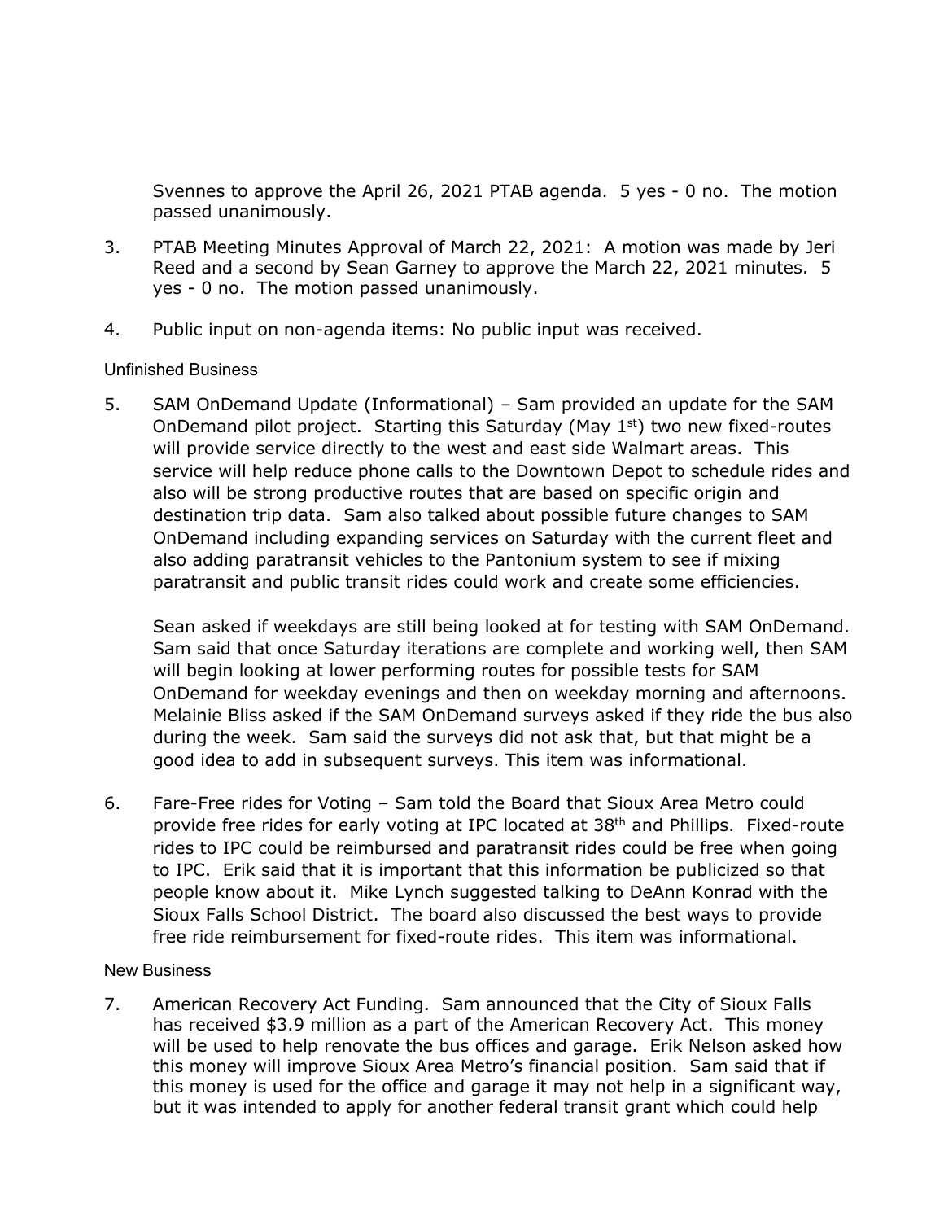Svennes to approve the April 26, 2021 PTAB agenda. 5 yes - 0 no. The motion passed unanimously.

3. PTAB Meeting Minutes Approval of March 22, 2021: A motion was made by Jeri Reed and a second by Sean Garney to approve the March 22, 2021 minutes. 5 yes - 0 no. The motion passed unanimously.

4. Public input on non-agenda items: No public input was received.

Unfinished Business

5. SAM OnDemand Update (Informational) – Sam provided an update for the SAM OnDemand pilot project. Starting this Saturday (May 1st) two new fixed-routes will provide service directly to the west and east side Walmart areas. This service will help reduce phone calls to the Downtown Depot to schedule rides and also will be strong productive routes that are based on specific origin and destination trip data. Sam also talked about possible future changes to SAM OnDemand including expanding services on Saturday with the current fleet and also adding paratransit vehicles to the Pantonium system to see if mixing paratransit and public transit rides could work and create some efficiencies.

   Sean asked if weekdays are still being looked at for testing with SAM OnDemand. Sam said that once Saturday iterations are complete and working well, then SAM will begin looking at lower performing routes for possible tests for SAM OnDemand for weekday evenings and then on weekday morning and afternoons. Melainie Bliss asked if the SAM OnDemand surveys asked if they ride the bus also during the week. Sam said the surveys did not ask that, but that might be a good idea to add in subsequent surveys. This item was informational.

6. Fare-Free rides for Voting – Sam told the Board that Sioux Area Metro could provide free rides for early voting at IPC located at 38th and Phillips. Fixed-route rides to IPC could be reimbursed and paratransit rides could be free when going to IPC. Erik said that it is important that this information be publicized so that people know about it. Mike Lynch suggested talking to DeAnn Konrad with the Sioux Falls School District. The board also discussed the best ways to provide free ride reimbursement for fixed-route rides. This item was informational.

New Business

7. American Recovery Act Funding. Sam announced that the City of Sioux Falls has received $3.9 million as a part of the American Recovery Act. This money will be used to help renovate the bus offices and garage. Erik Nelson asked how this money will improve Sioux Area Metro's financial position. Sam said that if this money is used for the office and garage it may not help in a significant way, but it was intended to apply for another federal transit grant which could help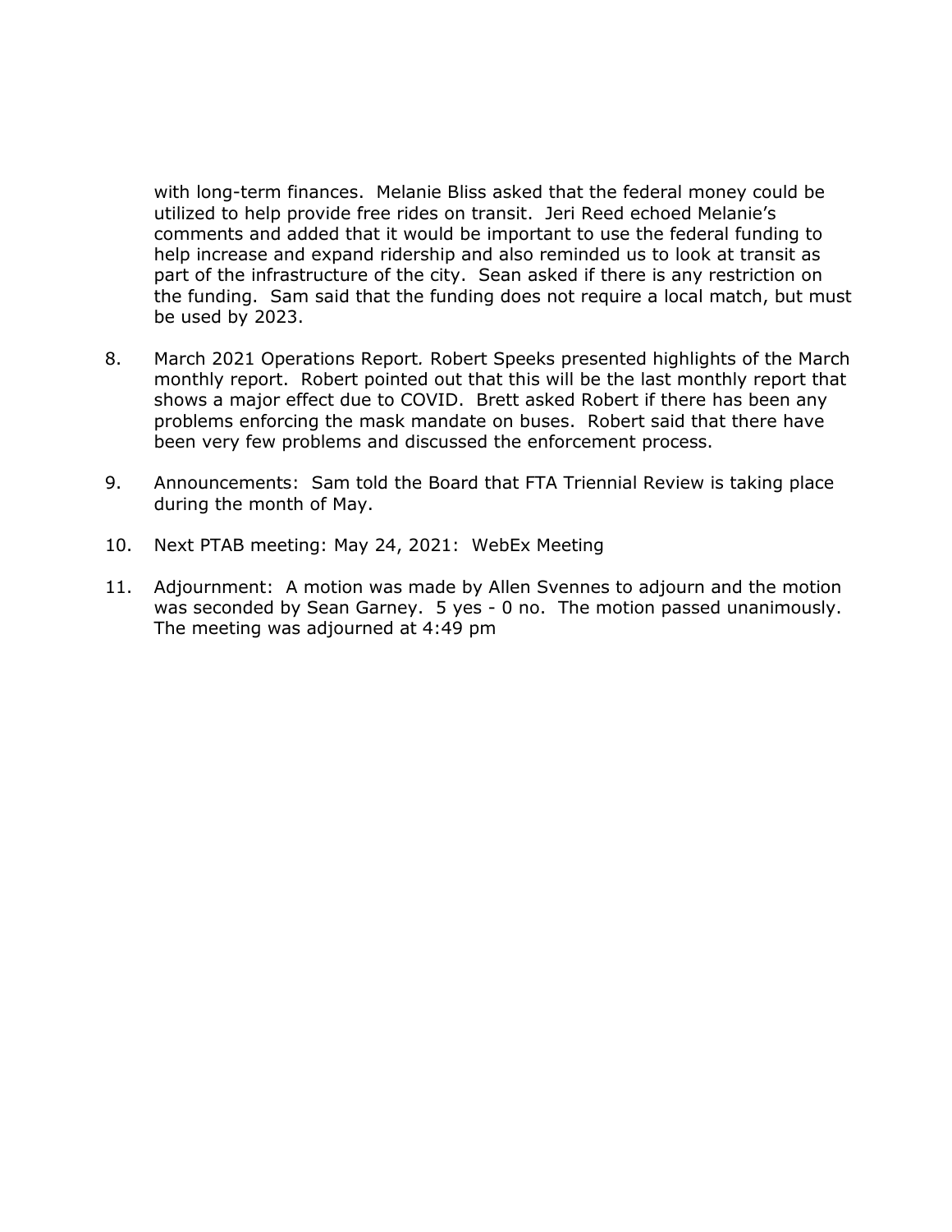with long-term finances. Melanie Bliss asked that the federal money could be utilized to help provide free rides on transit. Jeri Reed echoed Melanie's comments and added that it would be important to use the federal funding to help increase and expand ridership and also reminded us to look at transit as part of the infrastructure of the city. Sean asked if there is any restriction on the funding. Sam said that the funding does not require a local match, but must be used by 2023.

8. March 2021 Operations Report*.* Robert Speeks presented highlights of the March monthly report. Robert pointed out that this will be the last monthly report that shows a major effect due to COVID. Brett asked Robert if there has been any problems enforcing the mask mandate on buses. Robert said that there have been very few problems and discussed the enforcement process.

9. Announcements: Sam told the Board that FTA Triennial Review is taking place during the month of May.

10. Next PTAB meeting: May 24, 2021: WebEx Meeting

11. Adjournment: A motion was made by Allen Svennes to adjourn and the motion was seconded by Sean Garney. 5 yes - 0 no. The motion passed unanimously. The meeting was adjourned at 4:49 pm